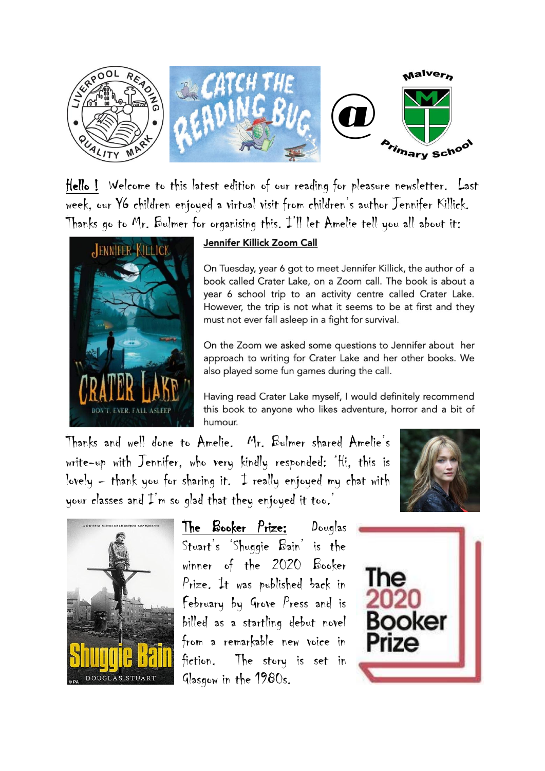Hello ! Welcome to this latest edition of our reading for pleasure newsletter. Last week, our Y6 children enjoyed a virtual visit from children's author Jennifer Killick. Thanks go to Mr. Bulmer for organising this. I'll let Amelie tell you all about it:

## Jennifer Killick Zoom Call

On Tuesday, year 6 got to meet Jennifer Killick, the author of a book called Crater Lake, on a Zoom call. The book is about a year 6 school trip to an activity centre called Crater Lake. However, the trip is not what it seems to be at first and they must not ever fall asleep in a fight for survival.

On the Zoom we asked some questions to Jennifer about her approach to writing for Crater Lake and her other books. We also played some fun games during the call.

Having read Crater Lake myself, I would definitely recommend this book to anyone who likes adventure, horror and a bit of humour.

Thanks and well done to Amelie. Mr. Bulmer shared Amelie's write-up with Jennifer, who very kindly responded: 'Hi, this is lovely – thank you for sharing it. I really enjoyed my chat with your classes and I'm so glad that they enjoyed it too.'

**The Booker Prize:** Douglas Stuart's 'Shuggie Bain' is the winner of the 2020 Booker Prize. It was published back in February by Grove Press and is billed as a startling debut novel from a remarkable new voice in fiction. The story is set in Glasgow in the 1980s.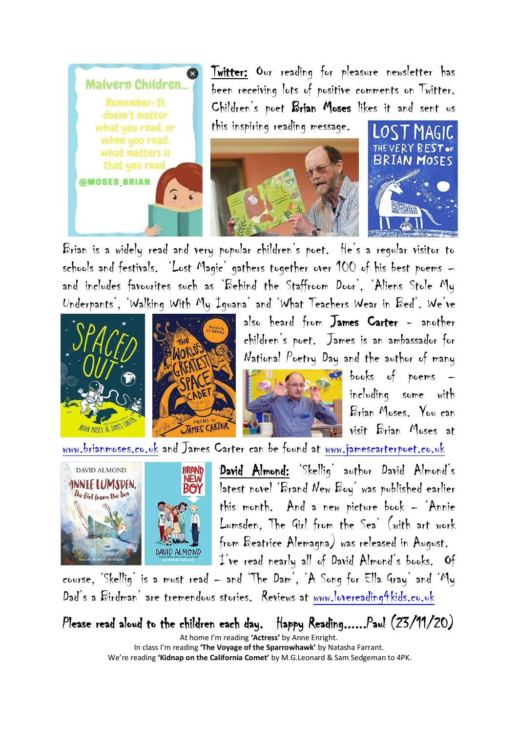**Twitter:** Our reading for pleasure newsletter has been receiving lots of positive comments on Twitter. Children's poet **Brian Moses** likes it and sent us this inspiring reading message.

Brian is a widely read and very popular children's poet. He's a regular visitor to schools and festivals. 'Lost Magic' gathers together over 100 of his best poems – and includes favourites such as 'Behind the Staffroom Door', 'Aliens Stole My Underpants', 'Walking With My Iguana' and 'What Teachers Wear in Bed'. We've also heard from **James Carter** – another children's poet. James is an ambassador for National Poetry Day and the author of many books of poems – including some with Brian Moses. You can visit Brian Moses at www.brianmoses.co.uk and James Carter can be found at www.jamescarterpoet.co.uk

**David Almond:** 'Skellig' author David Almond's latest novel 'Brand New Boy' was published earlier this month. And a new picture book – 'Annie Lumsden, The Girl from the Sea' (with art work from Beatrice Alemagna) was released in August. I've read nearly all of David Almond's books. Of course, 'Skellig' is a must read – and 'The Dam', 'A Song for Ella Gray' and 'My Dad's a Birdman' are tremendous stories. Reviews at www.lovereading4kids.co.uk

Please read aloud to the children each day. Happy Reading……Paul (23/11/20)

At home I'm reading **'Actress'** by Anne Enright.
In class I'm reading **'The Voyage of the Sparrowhawk'** by Natasha Farrant.
We're reading **'Kidnap on the California Comet'** by M.G.Leonard & Sam Sedgeman to 4PK.